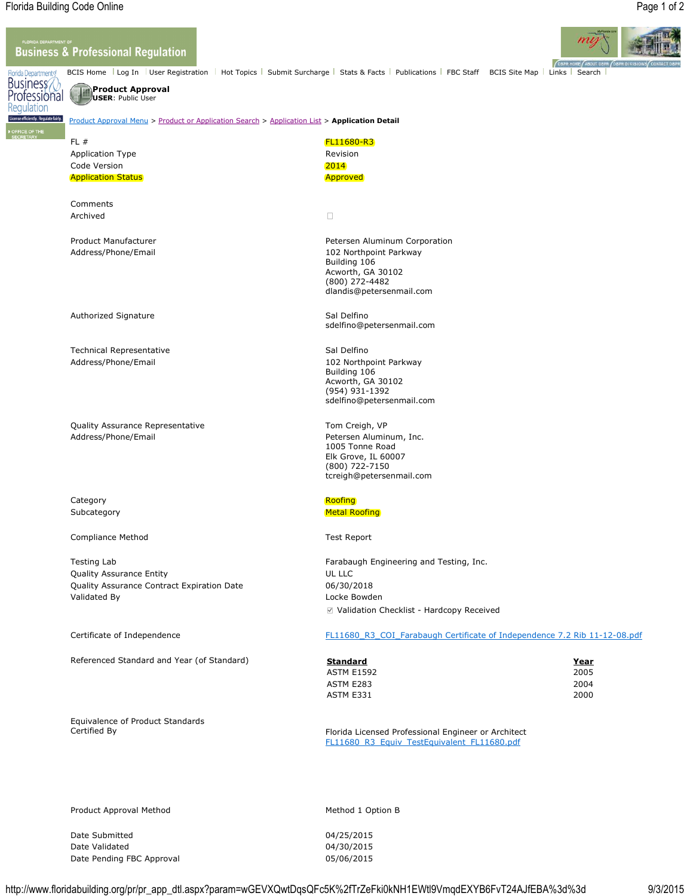Florida Department of Business & Professional Regulation

BCIS Home | Log In | User Registration | Hot Topics | Submit Surcharge | Stats & Facts | Publications | FBC Staff | BCIS Site Map | Links | Search |

**Product Approval**
**USER**: Public User

Product Approval Menu > Product or Application Search > Application List > **Application Detail**

| | |
|---|---|
| FL # | FL11680-R3 |
| Application Type | Revision |
| Code Version | 2014 |
| Application Status | Approved |
| Comments | |
| Archived | ☐ |
| Product Manufacturer | Petersen Aluminum Corporation |
| Address/Phone/Email | 102 Northpoint Parkway<br>Building 106<br>Acworth, GA 30102<br>(800) 272-4482<br>dlandis@petersenmail.com |
| Authorized Signature | Sal Delfino<br>sdelfino@petersenmail.com |
| Technical Representative<br>Address/Phone/Email | Sal Delfino<br>102 Northpoint Parkway<br>Building 106<br>Acworth, GA 30102<br>(954) 931-1392<br>sdelfino@petersenmail.com |
| Quality Assurance Representative<br>Address/Phone/Email | Tom Creigh, VP<br>Petersen Aluminum, Inc.<br>1005 Tonne Road<br>Elk Grove, IL 60007<br>(800) 722-7150<br>tcreigh@petersenmail.com |
| Category | Roofing |
| Subcategory | Metal Roofing |
| Compliance Method | Test Report |
| Testing Lab | Farabaugh Engineering and Testing, Inc. |
| Quality Assurance Entity | UL LLC |
| Quality Assurance Contract Expiration Date | 06/30/2018 |
| Validated By | Locke Bowden<br>☑ Validation Checklist - Hardcopy Received |
| Certificate of Independence | FL11680_R3_COI_Farabaugh Certificate of Independence 7.2 Rib 11-12-08.pdf |

Referenced Standard and Year (of Standard)

| Standard | Year |
|---|---|
| ASTM E1592 | 2005 |
| ASTM E283 | 2004 |
| ASTM E331 | 2000 |

| | |
|---|---|
| Equivalence of Product Standards<br>Certified By | Florida Licensed Professional Engineer or Architect<br>FL11680_R3_Equiv_TestEquivalent_FL11680.pdf |
| Product Approval Method | Method 1 Option B |
| Date Submitted | 04/25/2015 |
| Date Validated | 04/30/2015 |
| Date Pending FBC Approval | 05/06/2015 |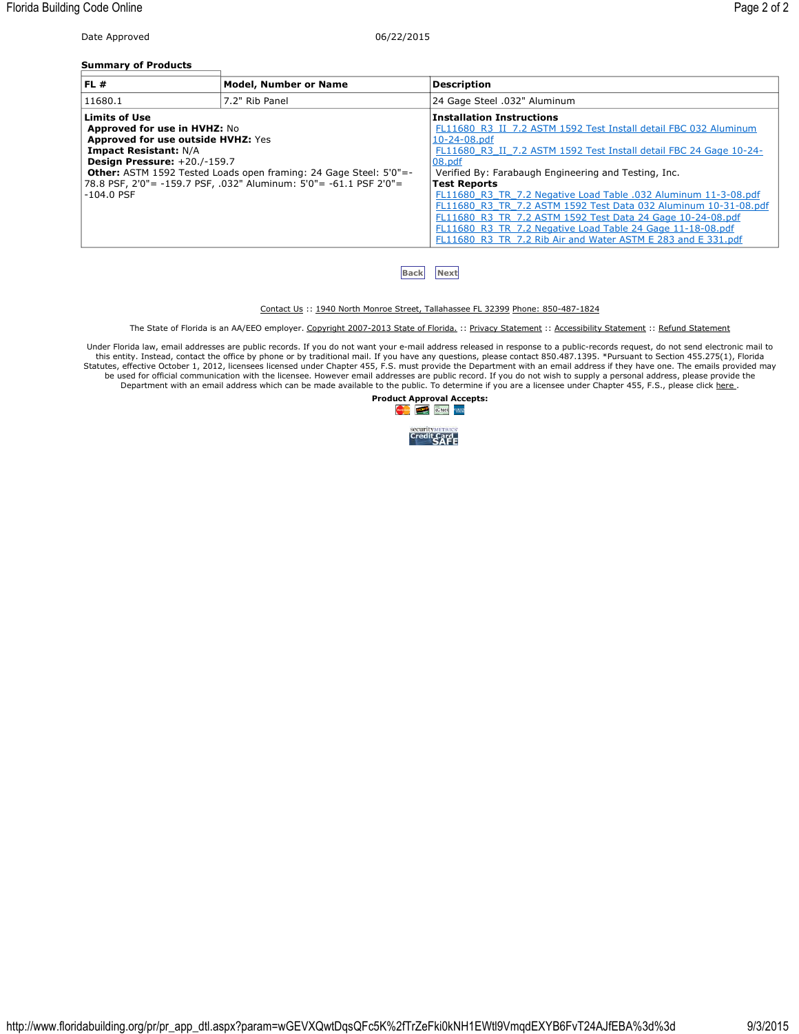Date Approved 06/22/2015

**Summary of Products**

| FL # | Model, Number or Name | Description |
| --- | --- | --- |
| 11680.1 | 7.2" Rib Panel | 24 Gage Steel .032" Aluminum |
| **Limits of Use**<br>**Approved for use in HVHZ:** No<br>**Approved for use outside HVHZ:** Yes<br>**Impact Resistant:** N/A<br>**Design Pressure:** +20./-159.7<br>**Other:** ASTM 1592 Tested Loads open framing: 24 Gage Steel: 5'0"=-78.8 PSF, 2'0"= -159.7 PSF, .032" Aluminum: 5'0"= -61.1 PSF 2'0"= -104.0 PSF | | **Installation Instructions**<br>FL11680_R3_II_7.2 ASTM 1592 Test Install detail FBC 032 Aluminum 10-24-08.pdf<br>FL11680_R3_II_7.2 ASTM 1592 Test Install detail FBC 24 Gage 10-24-08.pdf<br>Verified By: Farabaugh Engineering and Testing, Inc.<br>**Test Reports**<br>FL11680_R3_TR_7.2 Negative Load Table .032 Aluminum 11-3-08.pdf<br>FL11680_R3_TR_7.2 ASTM 1592 Test Data 032 Aluminum 10-31-08.pdf<br>FL11680_R3_TR_7.2 ASTM 1592 Test Data 24 Gage 10-24-08.pdf<br>FL11680_R3_TR_7.2 Negative Load Table 24 Gage 11-18-08.pdf<br>FL11680_R3_TR_7.2 Rib Air and Water ASTM E 283 and E 331.pdf |

Back Next

Contact Us :: 1940 North Monroe Street, Tallahassee FL 32399 Phone: 850-487-1824

The State of Florida is an AA/EEO employer. Copyright 2007-2013 State of Florida. :: Privacy Statement :: Accessibility Statement :: Refund Statement

Under Florida law, email addresses are public records. If you do not want your e-mail address released in response to a public-records request, do not send electronic mail to this entity. Instead, contact the office by phone or by traditional mail. If you have any questions, please contact 850.487.1395. *Pursuant to Section 455.275(1), Florida Statutes, effective October 1, 2012, licensees licensed under Chapter 455, F.S. must provide the Department with an email address if they have one. The emails provided may be used for official communication with the licensee. However email addresses are public record. If you do not wish to supply a personal address, please provide the Department with an email address which can be made available to the public. To determine if you are a licensee under Chapter 455, F.S., please click here .

**Product Approval Accepts:**